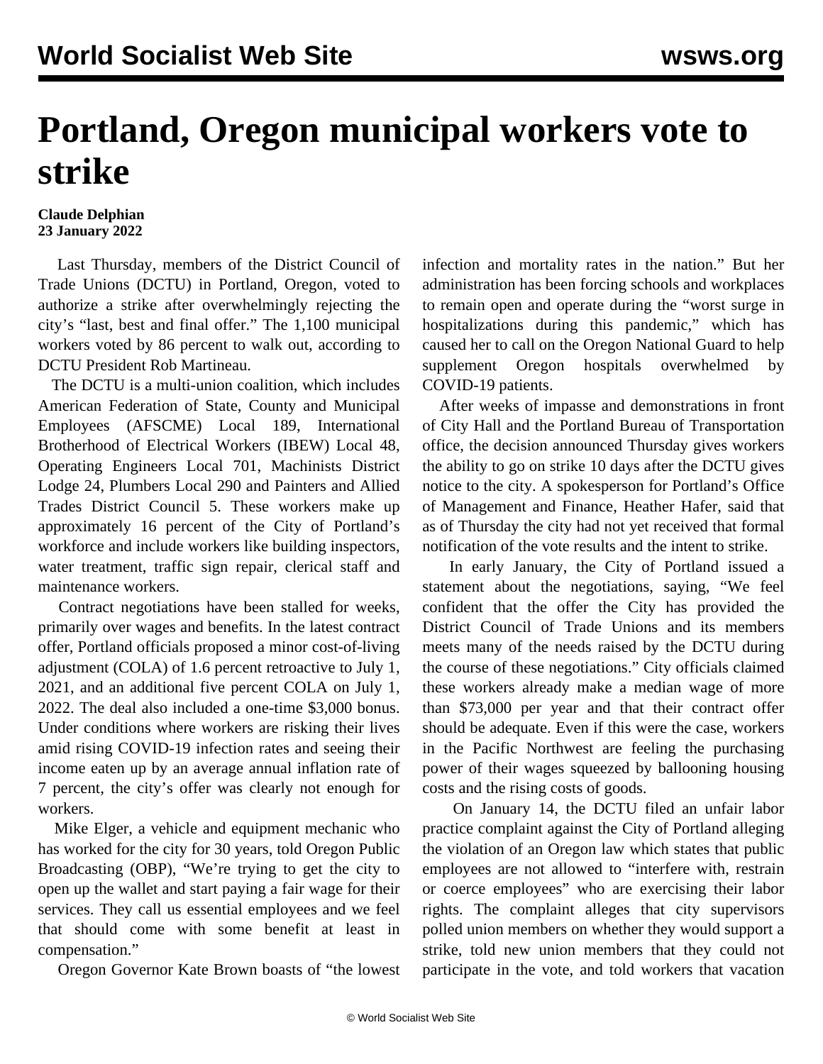# Portland, Oregon municipal workers vote to strike

**Claude Delphian**
**23 January 2022**

Last Thursday, members of the District Council of Trade Unions (DCTU) in Portland, Oregon, voted to authorize a strike after overwhelmingly rejecting the city's "last, best and final offer." The 1,100 municipal workers voted by 86 percent to walk out, according to DCTU President Rob Martineau.

The DCTU is a multi-union coalition, which includes American Federation of State, County and Municipal Employees (AFSCME) Local 189, International Brotherhood of Electrical Workers (IBEW) Local 48, Operating Engineers Local 701, Machinists District Lodge 24, Plumbers Local 290 and Painters and Allied Trades District Council 5. These workers make up approximately 16 percent of the City of Portland's workforce and include workers like building inspectors, water treatment, traffic sign repair, clerical staff and maintenance workers.

Contract negotiations have been stalled for weeks, primarily over wages and benefits. In the latest contract offer, Portland officials proposed a minor cost-of-living adjustment (COLA) of 1.6 percent retroactive to July 1, 2021, and an additional five percent COLA on July 1, 2022. The deal also included a one-time $3,000 bonus. Under conditions where workers are risking their lives amid rising COVID-19 infection rates and seeing their income eaten up by an average annual inflation rate of 7 percent, the city's offer was clearly not enough for workers.

Mike Elger, a vehicle and equipment mechanic who has worked for the city for 30 years, told Oregon Public Broadcasting (OBP), "We're trying to get the city to open up the wallet and start paying a fair wage for their services. They call us essential employees and we feel that should come with some benefit at least in compensation."

Oregon Governor Kate Brown boasts of "the lowest infection and mortality rates in the nation." But her administration has been forcing schools and workplaces to remain open and operate during the "worst surge in hospitalizations during this pandemic," which has caused her to call on the Oregon National Guard to help supplement Oregon hospitals overwhelmed by COVID-19 patients.

After weeks of impasse and demonstrations in front of City Hall and the Portland Bureau of Transportation office, the decision announced Thursday gives workers the ability to go on strike 10 days after the DCTU gives notice to the city. A spokesperson for Portland's Office of Management and Finance, Heather Hafer, said that as of Thursday the city had not yet received that formal notification of the vote results and the intent to strike.

In early January, the City of Portland issued a statement about the negotiations, saying, "We feel confident that the offer the City has provided the District Council of Trade Unions and its members meets many of the needs raised by the DCTU during the course of these negotiations." City officials claimed these workers already make a median wage of more than $73,000 per year and that their contract offer should be adequate. Even if this were the case, workers in the Pacific Northwest are feeling the purchasing power of their wages squeezed by ballooning housing costs and the rising costs of goods.

On January 14, the DCTU filed an unfair labor practice complaint against the City of Portland alleging the violation of an Oregon law which states that public employees are not allowed to "interfere with, restrain or coerce employees" who are exercising their labor rights. The complaint alleges that city supervisors polled union members on whether they would support a strike, told new union members that they could not participate in the vote, and told workers that vacation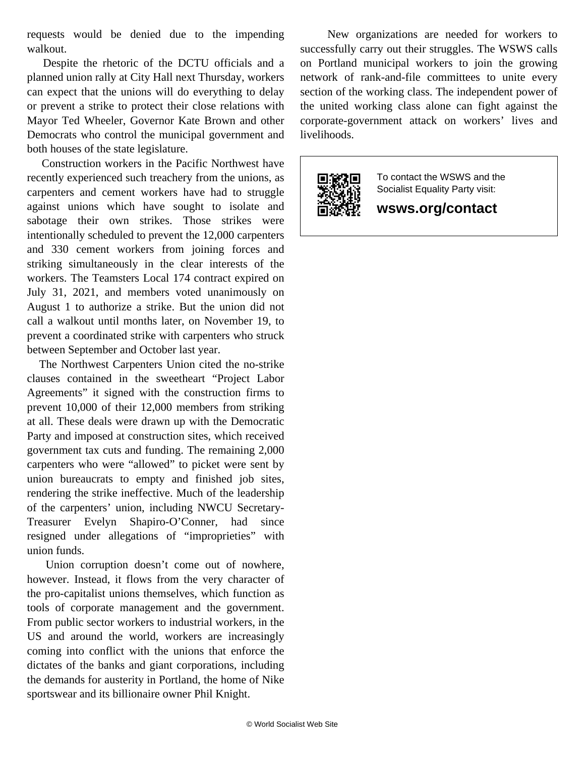requests would be denied due to the impending walkout.

Despite the rhetoric of the DCTU officials and a planned union rally at City Hall next Thursday, workers can expect that the unions will do everything to delay or prevent a strike to protect their close relations with Mayor Ted Wheeler, Governor Kate Brown and other Democrats who control the municipal government and both houses of the state legislature.

Construction workers in the Pacific Northwest have recently experienced such treachery from the unions, as carpenters and cement workers have had to struggle against unions which have sought to isolate and sabotage their own strikes. Those strikes were intentionally scheduled to prevent the 12,000 carpenters and 330 cement workers from joining forces and striking simultaneously in the clear interests of the workers. The Teamsters Local 174 contract expired on July 31, 2021, and members voted unanimously on August 1 to authorize a strike. But the union did not call a walkout until months later, on November 19, to prevent a coordinated strike with carpenters who struck between September and October last year.

The Northwest Carpenters Union cited the no-strike clauses contained in the sweetheart "Project Labor Agreements" it signed with the construction firms to prevent 10,000 of their 12,000 members from striking at all. These deals were drawn up with the Democratic Party and imposed at construction sites, which received government tax cuts and funding. The remaining 2,000 carpenters who were "allowed" to picket were sent by union bureaucrats to empty and finished job sites, rendering the strike ineffective. Much of the leadership of the carpenters' union, including NWCU Secretary-Treasurer Evelyn Shapiro-O'Conner, had since resigned under allegations of "improprieties" with union funds.

Union corruption doesn't come out of nowhere, however. Instead, it flows from the very character of the pro-capitalist unions themselves, which function as tools of corporate management and the government. From public sector workers to industrial workers, in the US and around the world, workers are increasingly coming into conflict with the unions that enforce the dictates of the banks and giant corporations, including the demands for austerity in Portland, the home of Nike sportswear and its billionaire owner Phil Knight.

New organizations are needed for workers to successfully carry out their struggles. The WSWS calls on Portland municipal workers to join the growing network of rank-and-file committees to unite every section of the working class. The independent power of the united working class alone can fight against the corporate-government attack on workers' lives and livelihoods.

To contact the WSWS and the Socialist Equality Party visit:

**wsws.org/contact**